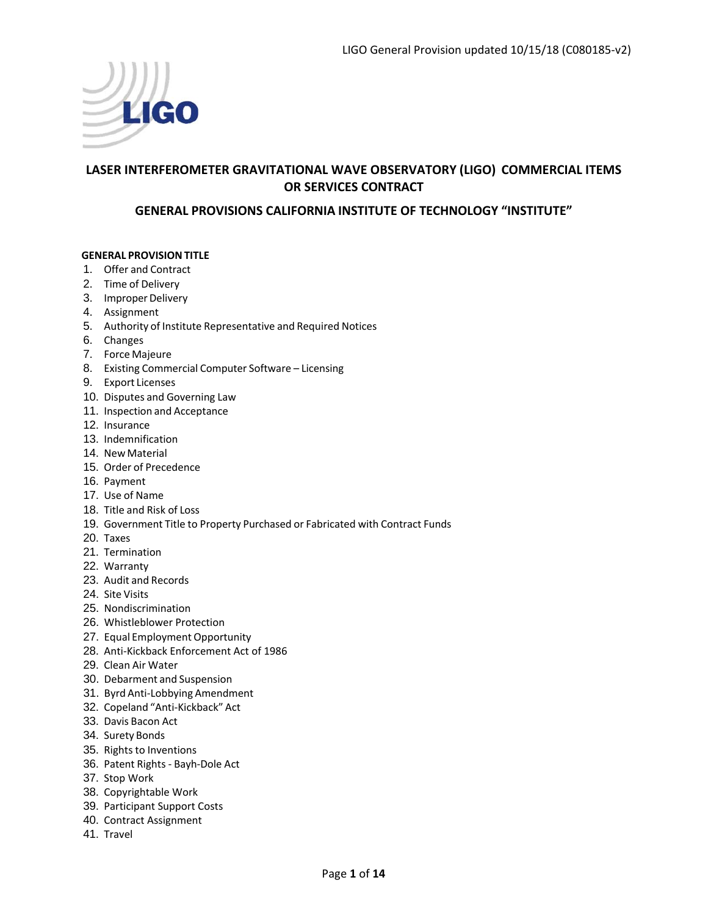# LASER INTERFEROMETER GRAVITATIONAL WAVE OBSERVATORY (LIGO) COMMERCIAL ITEMS OR SERVICES CONTRACT

## GENERAL PROVISIONS CALIFORNIA INSTITUTE OF TECHNOLOGY "INSTITUTE"

**GENERAL PROVISION TITLE**

1. Offer and Contract
2. Time of Delivery
3. Improper Delivery
4. Assignment
5. Authority of Institute Representative and Required Notices
6. Changes
7. Force Majeure
8. Existing Commercial Computer Software – Licensing
9. Export Licenses
10. Disputes and Governing Law
11. Inspection and Acceptance
12. Insurance
13. Indemnification
14. New Material
15. Order of Precedence
16. Payment
17. Use of Name
18. Title and Risk of Loss
19. Government Title to Property Purchased or Fabricated with Contract Funds
20. Taxes
21. Termination
22. Warranty
23. Audit and Records
24. Site Visits
25. Nondiscrimination
26. Whistleblower Protection
27. Equal Employment Opportunity
28. Anti-Kickback Enforcement Act of 1986
29. Clean Air Water
30. Debarment and Suspension
31. Byrd Anti-Lobbying Amendment
32. Copeland "Anti-Kickback" Act
33. Davis Bacon Act
34. Surety Bonds
35. Rights to Inventions
36. Patent Rights - Bayh-Dole Act
37. Stop Work
38. Copyrightable Work
39. Participant Support Costs
40. Contract Assignment
41. Travel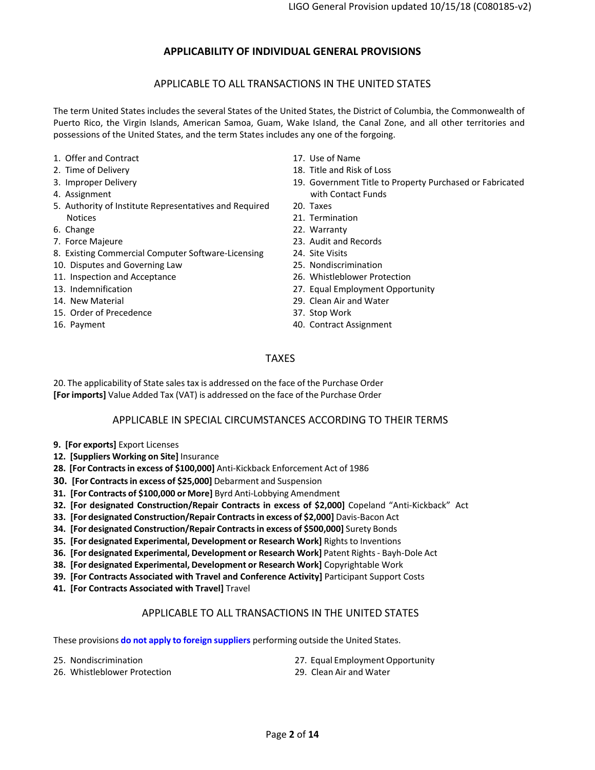# APPLICABILITY OF INDIVIDUAL GENERAL PROVISIONS

## APPLICABLE TO ALL TRANSACTIONS IN THE UNITED STATES

The term United States includes the several States of the United States, the District of Columbia, the Commonwealth of Puerto Rico, the Virgin Islands, American Samoa, Guam, Wake Island, the Canal Zone, and all other territories and possessions of the United States, and the term States includes any one of the forgoing.

1. Offer and Contract
2. Time of Delivery
3. Improper Delivery
4. Assignment
5. Authority of Institute Representatives and Required Notices
6. Change
7. Force Majeure
8. Existing Commercial Computer Software-Licensing
10. Disputes and Governing Law
11. Inspection and Acceptance
13. Indemnification
14. New Material
15. Order of Precedence
16. Payment
17. Use of Name
18. Title and Risk of Loss
19. Government Title to Property Purchased or Fabricated with Contact Funds
20. Taxes
21. Termination
22. Warranty
23. Audit and Records
24. Site Visits
25. Nondiscrimination
26. Whistleblower Protection
27. Equal Employment Opportunity
29. Clean Air and Water
37. Stop Work
40. Contract Assignment

## TAXES

20. The applicability of State sales tax is addressed on the face of the Purchase Order
**[For imports]** Value Added Tax (VAT) is addressed on the face of the Purchase Order

## APPLICABLE IN SPECIAL CIRCUMSTANCES ACCORDING TO THEIR TERMS

**9. [For exports]** Export Licenses
**12. [Suppliers Working on Site]** Insurance
**28. [For Contracts in excess of $100,000]** Anti-Kickback Enforcement Act of 1986
**30. [For Contracts in excess of $25,000]** Debarment and Suspension
**31. [For Contracts of $100,000 or More]** Byrd Anti-Lobbying Amendment
**32. [For designated Construction/Repair Contracts in excess of $2,000]** Copeland "Anti-Kickback" Act
**33. [For designated Construction/Repair Contracts in excess of $2,000]** Davis-Bacon Act
**34. [For designated Construction/Repair Contracts in excess of $500,000]** Surety Bonds
**35. [For designated Experimental, Development or Research Work]** Rights to Inventions
**36. [For designated Experimental, Development or Research Work]** Patent Rights - Bayh-Dole Act
**38. [For designated Experimental, Development or Research Work]** Copyrightable Work
**39. [For Contracts Associated with Travel and Conference Activity]** Participant Support Costs
**41. [For Contracts Associated with Travel]** Travel

## APPLICABLE TO ALL TRANSACTIONS IN THE UNITED STATES

These provisions **do not apply to foreign suppliers** performing outside the United States.

25. Nondiscrimination
26. Whistleblower Protection
27. Equal Employment Opportunity
29. Clean Air and Water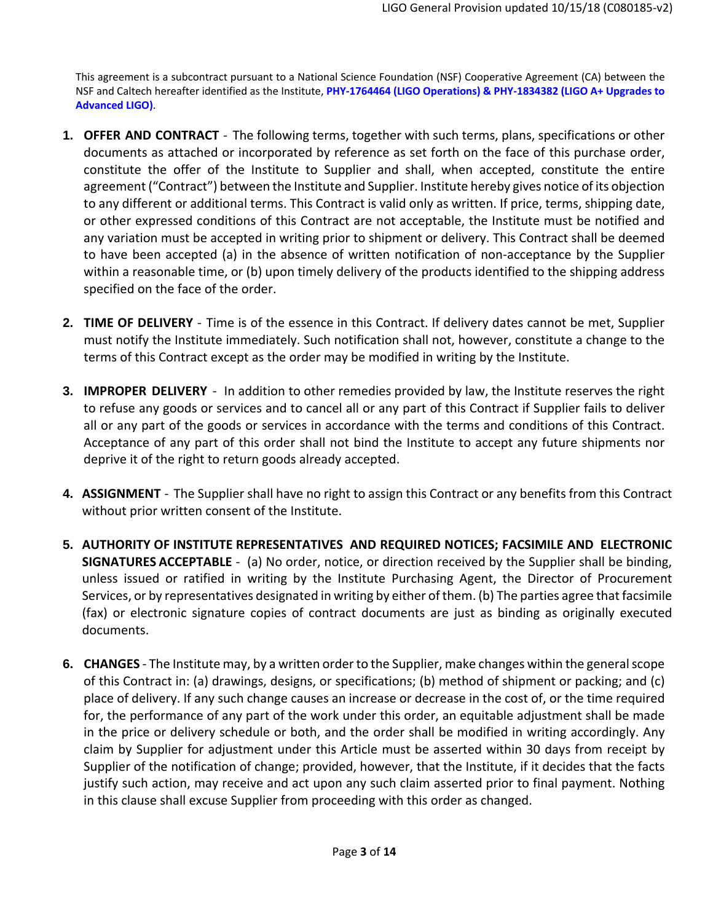This agreement is a subcontract pursuant to a National Science Foundation (NSF) Cooperative Agreement (CA) between the NSF and Caltech hereafter identified as the Institute, **PHY-1764464 (LIGO Operations) & PHY-1834382 (LIGO A+ Upgrades to Advanced LIGO)**.

1. **OFFER AND CONTRACT** - The following terms, together with such terms, plans, specifications or other documents as attached or incorporated by reference as set forth on the face of this purchase order, constitute the offer of the Institute to Supplier and shall, when accepted, constitute the entire agreement ("Contract") between the Institute and Supplier. Institute hereby gives notice of its objection to any different or additional terms. This Contract is valid only as written. If price, terms, shipping date, or other expressed conditions of this Contract are not acceptable, the Institute must be notified and any variation must be accepted in writing prior to shipment or delivery. This Contract shall be deemed to have been accepted (a) in the absence of written notification of non-acceptance by the Supplier within a reasonable time, or (b) upon timely delivery of the products identified to the shipping address specified on the face of the order.

2. **TIME OF DELIVERY** - Time is of the essence in this Contract. If delivery dates cannot be met, Supplier must notify the Institute immediately. Such notification shall not, however, constitute a change to the terms of this Contract except as the order may be modified in writing by the Institute.

3. **IMPROPER DELIVERY** - In addition to other remedies provided by law, the Institute reserves the right to refuse any goods or services and to cancel all or any part of this Contract if Supplier fails to deliver all or any part of the goods or services in accordance with the terms and conditions of this Contract. Acceptance of any part of this order shall not bind the Institute to accept any future shipments nor deprive it of the right to return goods already accepted.

4. **ASSIGNMENT** - The Supplier shall have no right to assign this Contract or any benefits from this Contract without prior written consent of the Institute.

5. **AUTHORITY OF INSTITUTE REPRESENTATIVES AND REQUIRED NOTICES; FACSIMILE AND ELECTRONIC SIGNATURES ACCEPTABLE** - (a) No order, notice, or direction received by the Supplier shall be binding, unless issued or ratified in writing by the Institute Purchasing Agent, the Director of Procurement Services, or by representatives designated in writing by either of them. (b) The parties agree that facsimile (fax) or electronic signature copies of contract documents are just as binding as originally executed documents.

6. **CHANGES** - The Institute may, by a written order to the Supplier, make changes within the general scope of this Contract in: (a) drawings, designs, or specifications; (b) method of shipment or packing; and (c) place of delivery. If any such change causes an increase or decrease in the cost of, or the time required for, the performance of any part of the work under this order, an equitable adjustment shall be made in the price or delivery schedule or both, and the order shall be modified in writing accordingly. Any claim by Supplier for adjustment under this Article must be asserted within 30 days from receipt by Supplier of the notification of change; provided, however, that the Institute, if it decides that the facts justify such action, may receive and act upon any such claim asserted prior to final payment. Nothing in this clause shall excuse Supplier from proceeding with this order as changed.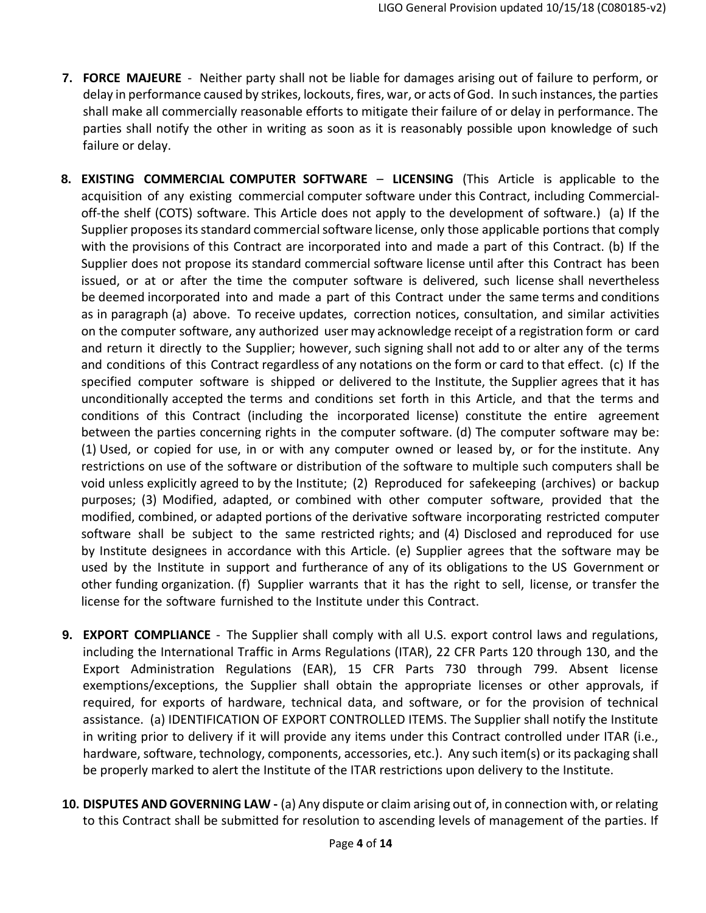7. **FORCE MAJEURE** - Neither party shall not be liable for damages arising out of failure to perform, or delay in performance caused by strikes, lockouts, fires, war, or acts of God. In such instances, the parties shall make all commercially reasonable efforts to mitigate their failure of or delay in performance. The parties shall notify the other in writing as soon as it is reasonably possible upon knowledge of such failure or delay.

8. **EXISTING COMMERCIAL COMPUTER SOFTWARE – LICENSING** (This Article is applicable to the acquisition of any existing commercial computer software under this Contract, including Commercial-off-the shelf (COTS) software. This Article does not apply to the development of software.) (a) If the Supplier proposes its standard commercial software license, only those applicable portions that comply with the provisions of this Contract are incorporated into and made a part of this Contract. (b) If the Supplier does not propose its standard commercial software license until after this Contract has been issued, or at or after the time the computer software is delivered, such license shall nevertheless be deemed incorporated into and made a part of this Contract under the same terms and conditions as in paragraph (a) above. To receive updates, correction notices, consultation, and similar activities on the computer software, any authorized user may acknowledge receipt of a registration form or card and return it directly to the Supplier; however, such signing shall not add to or alter any of the terms and conditions of this Contract regardless of any notations on the form or card to that effect. (c) If the specified computer software is shipped or delivered to the Institute, the Supplier agrees that it has unconditionally accepted the terms and conditions set forth in this Article, and that the terms and conditions of this Contract (including the incorporated license) constitute the entire agreement between the parties concerning rights in the computer software. (d) The computer software may be: (1) Used, or copied for use, in or with any computer owned or leased by, or for the institute. Any restrictions on use of the software or distribution of the software to multiple such computers shall be void unless explicitly agreed to by the Institute; (2) Reproduced for safekeeping (archives) or backup purposes; (3) Modified, adapted, or combined with other computer software, provided that the modified, combined, or adapted portions of the derivative software incorporating restricted computer software shall be subject to the same restricted rights; and (4) Disclosed and reproduced for use by Institute designees in accordance with this Article. (e) Supplier agrees that the software may be used by the Institute in support and furtherance of any of its obligations to the US Government or other funding organization. (f) Supplier warrants that it has the right to sell, license, or transfer the license for the software furnished to the Institute under this Contract.

9. **EXPORT COMPLIANCE** - The Supplier shall comply with all U.S. export control laws and regulations, including the International Traffic in Arms Regulations (ITAR), 22 CFR Parts 120 through 130, and the Export Administration Regulations (EAR), 15 CFR Parts 730 through 799. Absent license exemptions/exceptions, the Supplier shall obtain the appropriate licenses or other approvals, if required, for exports of hardware, technical data, and software, or for the provision of technical assistance. (a) IDENTIFICATION OF EXPORT CONTROLLED ITEMS. The Supplier shall notify the Institute in writing prior to delivery if it will provide any items under this Contract controlled under ITAR (i.e., hardware, software, technology, components, accessories, etc.). Any such item(s) or its packaging shall be properly marked to alert the Institute of the ITAR restrictions upon delivery to the Institute.

10. **DISPUTES AND GOVERNING LAW -** (a) Any dispute or claim arising out of, in connection with, or relating to this Contract shall be submitted for resolution to ascending levels of management of the parties. If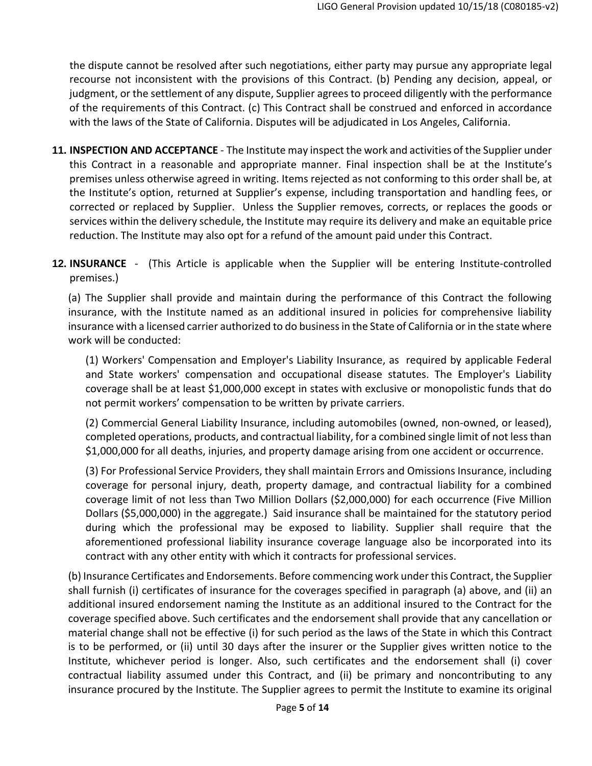the dispute cannot be resolved after such negotiations, either party may pursue any appropriate legal recourse not inconsistent with the provisions of this Contract. (b) Pending any decision, appeal, or judgment, or the settlement of any dispute, Supplier agrees to proceed diligently with the performance of the requirements of this Contract. (c) This Contract shall be construed and enforced in accordance with the laws of the State of California. Disputes will be adjudicated in Los Angeles, California.

**11. INSPECTION AND ACCEPTANCE** - The Institute may inspect the work and activities of the Supplier under this Contract in a reasonable and appropriate manner. Final inspection shall be at the Institute's premises unless otherwise agreed in writing. Items rejected as not conforming to this order shall be, at the Institute's option, returned at Supplier's expense, including transportation and handling fees, or corrected or replaced by Supplier. Unless the Supplier removes, corrects, or replaces the goods or services within the delivery schedule, the Institute may require its delivery and make an equitable price reduction. The Institute may also opt for a refund of the amount paid under this Contract.

**12. INSURANCE** - (This Article is applicable when the Supplier will be entering Institute-controlled premises.)

(a) The Supplier shall provide and maintain during the performance of this Contract the following insurance, with the Institute named as an additional insured in policies for comprehensive liability insurance with a licensed carrier authorized to do business in the State of California or in the state where work will be conducted:

(1) Workers' Compensation and Employer's Liability Insurance, as required by applicable Federal and State workers' compensation and occupational disease statutes. The Employer's Liability coverage shall be at least $1,000,000 except in states with exclusive or monopolistic funds that do not permit workers' compensation to be written by private carriers.

(2) Commercial General Liability Insurance, including automobiles (owned, non-owned, or leased), completed operations, products, and contractual liability, for a combined single limit of not less than $1,000,000 for all deaths, injuries, and property damage arising from one accident or occurrence.

(3) For Professional Service Providers, they shall maintain Errors and Omissions Insurance, including coverage for personal injury, death, property damage, and contractual liability for a combined coverage limit of not less than Two Million Dollars ($2,000,000) for each occurrence (Five Million Dollars ($5,000,000) in the aggregate.) Said insurance shall be maintained for the statutory period during which the professional may be exposed to liability. Supplier shall require that the aforementioned professional liability insurance coverage language also be incorporated into its contract with any other entity with which it contracts for professional services.

(b) Insurance Certificates and Endorsements. Before commencing work under this Contract, the Supplier shall furnish (i) certificates of insurance for the coverages specified in paragraph (a) above, and (ii) an additional insured endorsement naming the Institute as an additional insured to the Contract for the coverage specified above. Such certificates and the endorsement shall provide that any cancellation or material change shall not be effective (i) for such period as the laws of the State in which this Contract is to be performed, or (ii) until 30 days after the insurer or the Supplier gives written notice to the Institute, whichever period is longer. Also, such certificates and the endorsement shall (i) cover contractual liability assumed under this Contract, and (ii) be primary and noncontributing to any insurance procured by the Institute. The Supplier agrees to permit the Institute to examine its original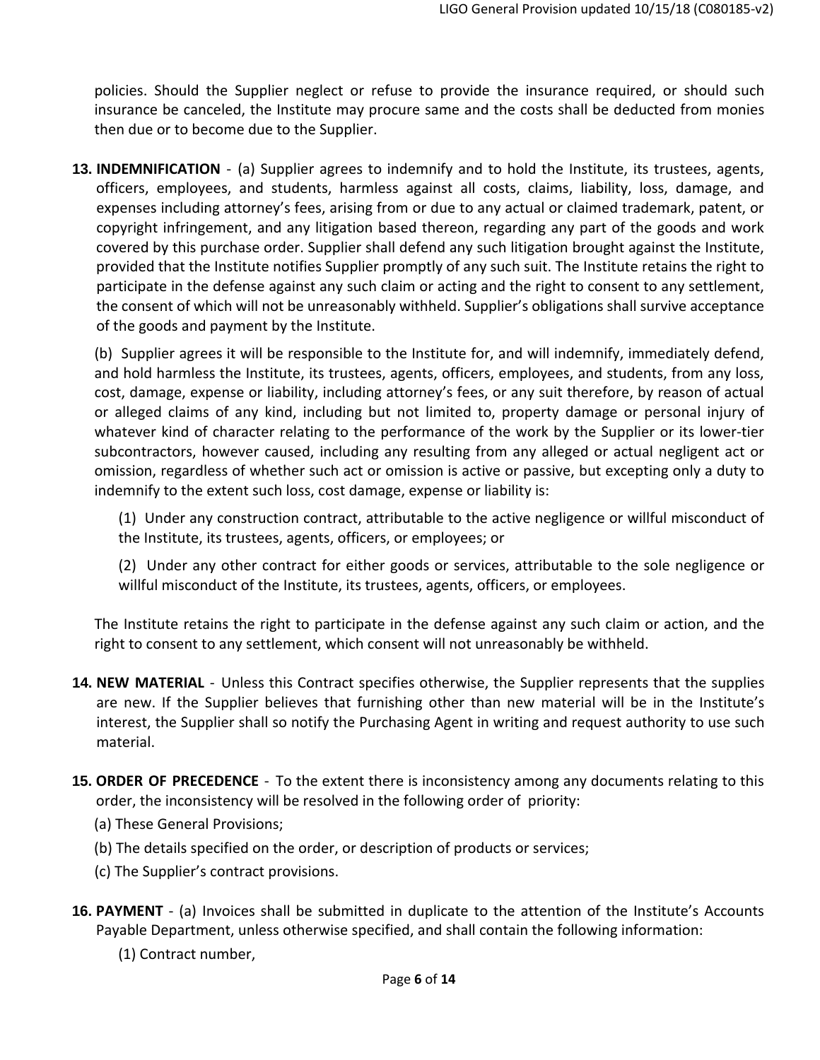policies. Should the Supplier neglect or refuse to provide the insurance required, or should such insurance be canceled, the Institute may procure same and the costs shall be deducted from monies then due or to become due to the Supplier.

**13. INDEMNIFICATION** - (a) Supplier agrees to indemnify and to hold the Institute, its trustees, agents, officers, employees, and students, harmless against all costs, claims, liability, loss, damage, and expenses including attorney's fees, arising from or due to any actual or claimed trademark, patent, or copyright infringement, and any litigation based thereon, regarding any part of the goods and work covered by this purchase order. Supplier shall defend any such litigation brought against the Institute, provided that the Institute notifies Supplier promptly of any such suit. The Institute retains the right to participate in the defense against any such claim or acting and the right to consent to any settlement, the consent of which will not be unreasonably withheld. Supplier's obligations shall survive acceptance of the goods and payment by the Institute.

(b) Supplier agrees it will be responsible to the Institute for, and will indemnify, immediately defend, and hold harmless the Institute, its trustees, agents, officers, employees, and students, from any loss, cost, damage, expense or liability, including attorney's fees, or any suit therefore, by reason of actual or alleged claims of any kind, including but not limited to, property damage or personal injury of whatever kind of character relating to the performance of the work by the Supplier or its lower-tier subcontractors, however caused, including any resulting from any alleged or actual negligent act or omission, regardless of whether such act or omission is active or passive, but excepting only a duty to indemnify to the extent such loss, cost damage, expense or liability is:

(1) Under any construction contract, attributable to the active negligence or willful misconduct of the Institute, its trustees, agents, officers, or employees; or

(2) Under any other contract for either goods or services, attributable to the sole negligence or willful misconduct of the Institute, its trustees, agents, officers, or employees.

The Institute retains the right to participate in the defense against any such claim or action, and the right to consent to any settlement, which consent will not unreasonably be withheld.

**14. NEW MATERIAL** - Unless this Contract specifies otherwise, the Supplier represents that the supplies are new. If the Supplier believes that furnishing other than new material will be in the Institute's interest, the Supplier shall so notify the Purchasing Agent in writing and request authority to use such material.

**15. ORDER OF PRECEDENCE** - To the extent there is inconsistency among any documents relating to this order, the inconsistency will be resolved in the following order of priority:

(a) These General Provisions;

(b) The details specified on the order, or description of products or services;

(c) The Supplier's contract provisions.

**16. PAYMENT** - (a) Invoices shall be submitted in duplicate to the attention of the Institute's Accounts Payable Department, unless otherwise specified, and shall contain the following information:

(1) Contract number,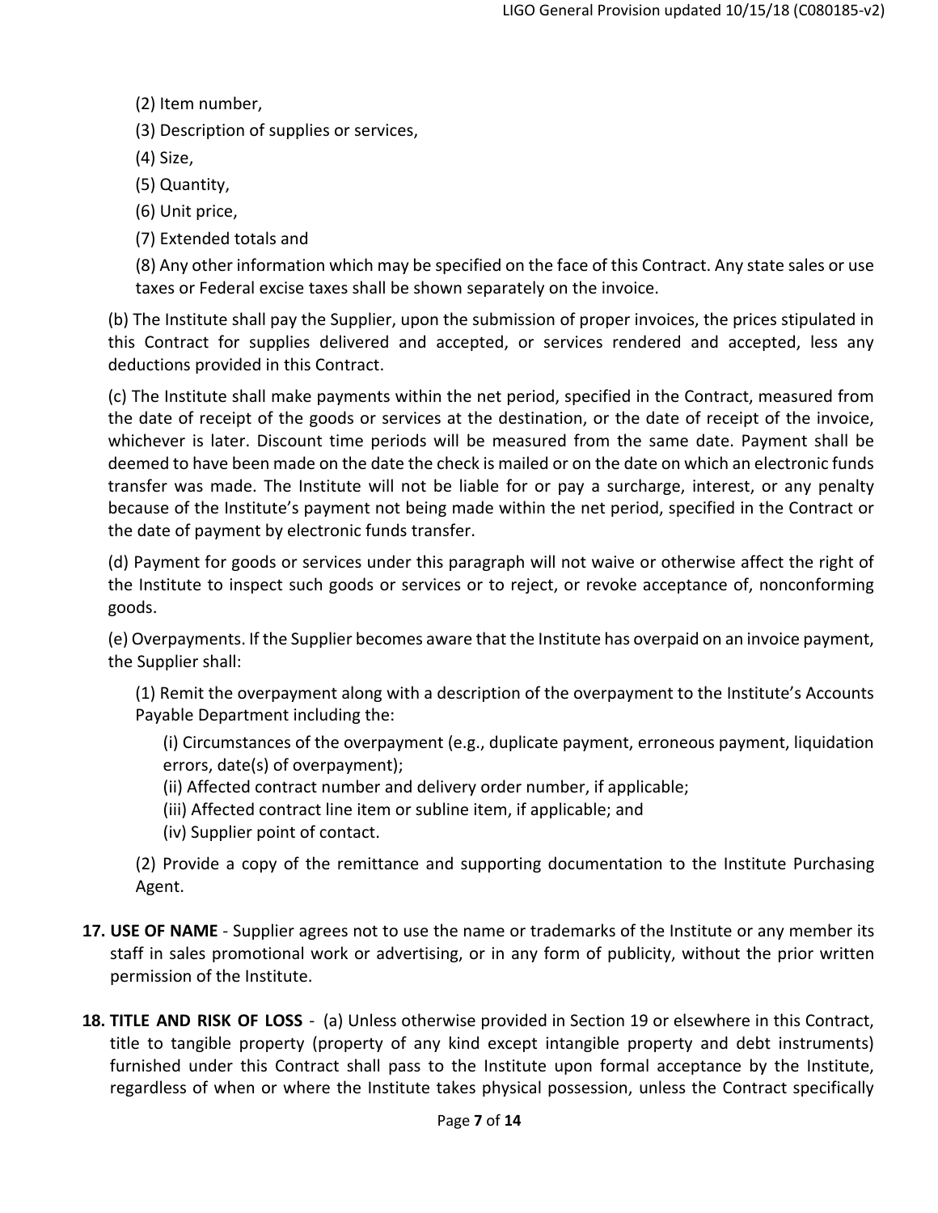(2) Item number,

(3) Description of supplies or services,

(4) Size,

(5) Quantity,

(6) Unit price,

(7) Extended totals and

(8) Any other information which may be specified on the face of this Contract. Any state sales or use taxes or Federal excise taxes shall be shown separately on the invoice.

(b) The Institute shall pay the Supplier, upon the submission of proper invoices, the prices stipulated in this Contract for supplies delivered and accepted, or services rendered and accepted, less any deductions provided in this Contract.

(c) The Institute shall make payments within the net period, specified in the Contract, measured from the date of receipt of the goods or services at the destination, or the date of receipt of the invoice, whichever is later. Discount time periods will be measured from the same date. Payment shall be deemed to have been made on the date the check is mailed or on the date on which an electronic funds transfer was made. The Institute will not be liable for or pay a surcharge, interest, or any penalty because of the Institute's payment not being made within the net period, specified in the Contract or the date of payment by electronic funds transfer.

(d) Payment for goods or services under this paragraph will not waive or otherwise affect the right of the Institute to inspect such goods or services or to reject, or revoke acceptance of, nonconforming goods.

(e) Overpayments. If the Supplier becomes aware that the Institute has overpaid on an invoice payment, the Supplier shall:

(1) Remit the overpayment along with a description of the overpayment to the Institute's Accounts Payable Department including the:

(i) Circumstances of the overpayment (e.g., duplicate payment, erroneous payment, liquidation errors, date(s) of overpayment);

(ii) Affected contract number and delivery order number, if applicable;

(iii) Affected contract line item or subline item, if applicable; and

(iv) Supplier point of contact.

(2) Provide a copy of the remittance and supporting documentation to the Institute Purchasing Agent.

**17. USE OF NAME** - Supplier agrees not to use the name or trademarks of the Institute or any member its staff in sales promotional work or advertising, or in any form of publicity, without the prior written permission of the Institute.

**18. TITLE AND RISK OF LOSS** - (a) Unless otherwise provided in Section 19 or elsewhere in this Contract, title to tangible property (property of any kind except intangible property and debt instruments) furnished under this Contract shall pass to the Institute upon formal acceptance by the Institute, regardless of when or where the Institute takes physical possession, unless the Contract specifically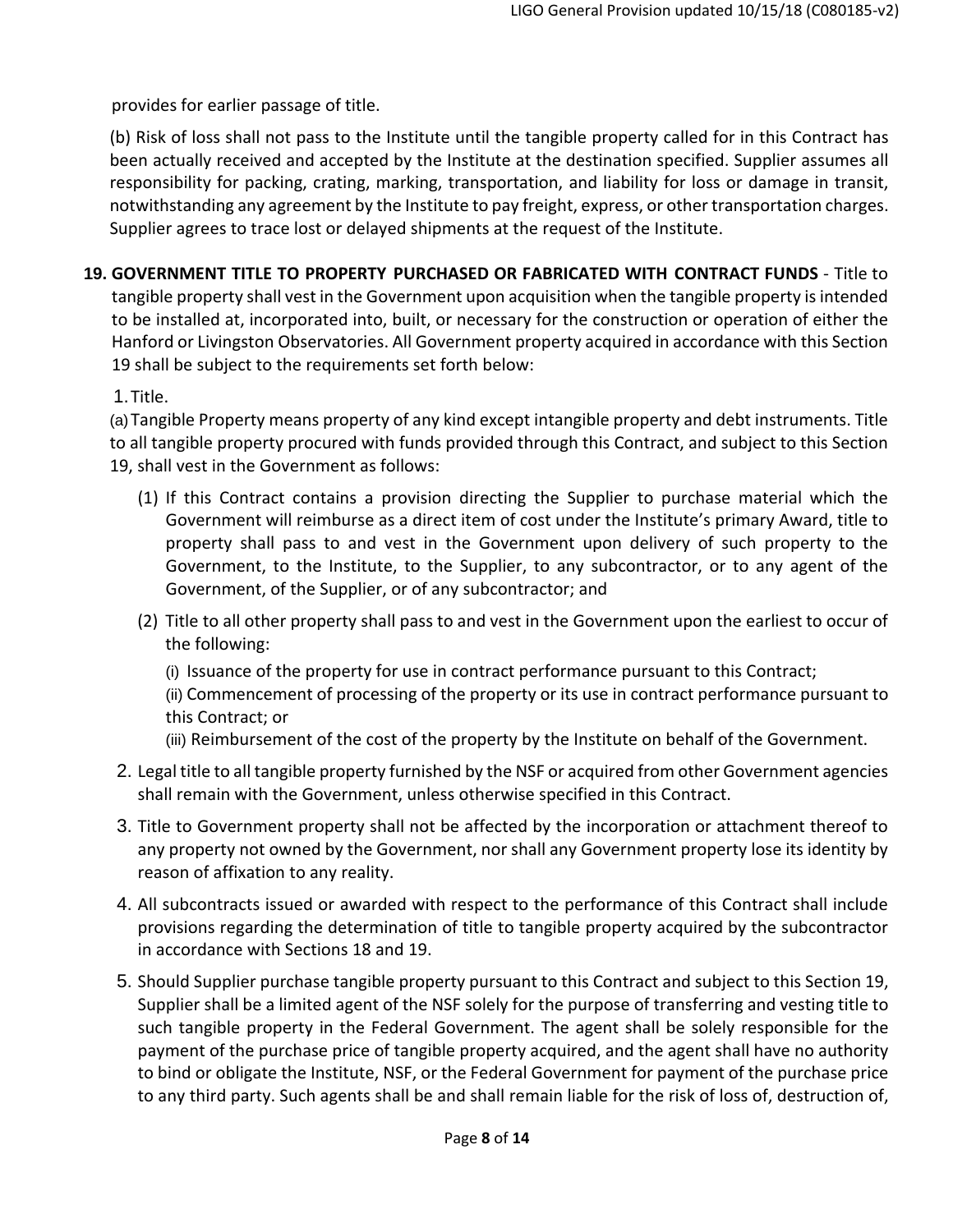provides for earlier passage of title.

(b) Risk of loss shall not pass to the Institute until the tangible property called for in this Contract has been actually received and accepted by the Institute at the destination specified. Supplier assumes all responsibility for packing, crating, marking, transportation, and liability for loss or damage in transit, notwithstanding any agreement by the Institute to pay freight, express, or other transportation charges. Supplier agrees to trace lost or delayed shipments at the request of the Institute.

**19. GOVERNMENT TITLE TO PROPERTY PURCHASED OR FABRICATED WITH CONTRACT FUNDS** - Title to tangible property shall vest in the Government upon acquisition when the tangible property is intended to be installed at, incorporated into, built, or necessary for the construction or operation of either the Hanford or Livingston Observatories. All Government property acquired in accordance with this Section 19 shall be subject to the requirements set forth below:

1. Title.

(a) Tangible Property means property of any kind except intangible property and debt instruments. Title to all tangible property procured with funds provided through this Contract, and subject to this Section 19, shall vest in the Government as follows:

   (1) If this Contract contains a provision directing the Supplier to purchase material which the Government will reimburse as a direct item of cost under the Institute's primary Award, title to property shall pass to and vest in the Government upon delivery of such property to the Government, to the Institute, to the Supplier, to any subcontractor, or to any agent of the Government, of the Supplier, or of any subcontractor; and

   (2) Title to all other property shall pass to and vest in the Government upon the earliest to occur of the following:

      (i) Issuance of the property for use in contract performance pursuant to this Contract;

      (ii) Commencement of processing of the property or its use in contract performance pursuant to this Contract; or

      (iii) Reimbursement of the cost of the property by the Institute on behalf of the Government.

2. Legal title to all tangible property furnished by the NSF or acquired from other Government agencies shall remain with the Government, unless otherwise specified in this Contract.

3. Title to Government property shall not be affected by the incorporation or attachment thereof to any property not owned by the Government, nor shall any Government property lose its identity by reason of affixation to any reality.

4. All subcontracts issued or awarded with respect to the performance of this Contract shall include provisions regarding the determination of title to tangible property acquired by the subcontractor in accordance with Sections 18 and 19.

5. Should Supplier purchase tangible property pursuant to this Contract and subject to this Section 19, Supplier shall be a limited agent of the NSF solely for the purpose of transferring and vesting title to such tangible property in the Federal Government. The agent shall be solely responsible for the payment of the purchase price of tangible property acquired, and the agent shall have no authority to bind or obligate the Institute, NSF, or the Federal Government for payment of the purchase price to any third party. Such agents shall be and shall remain liable for the risk of loss of, destruction of,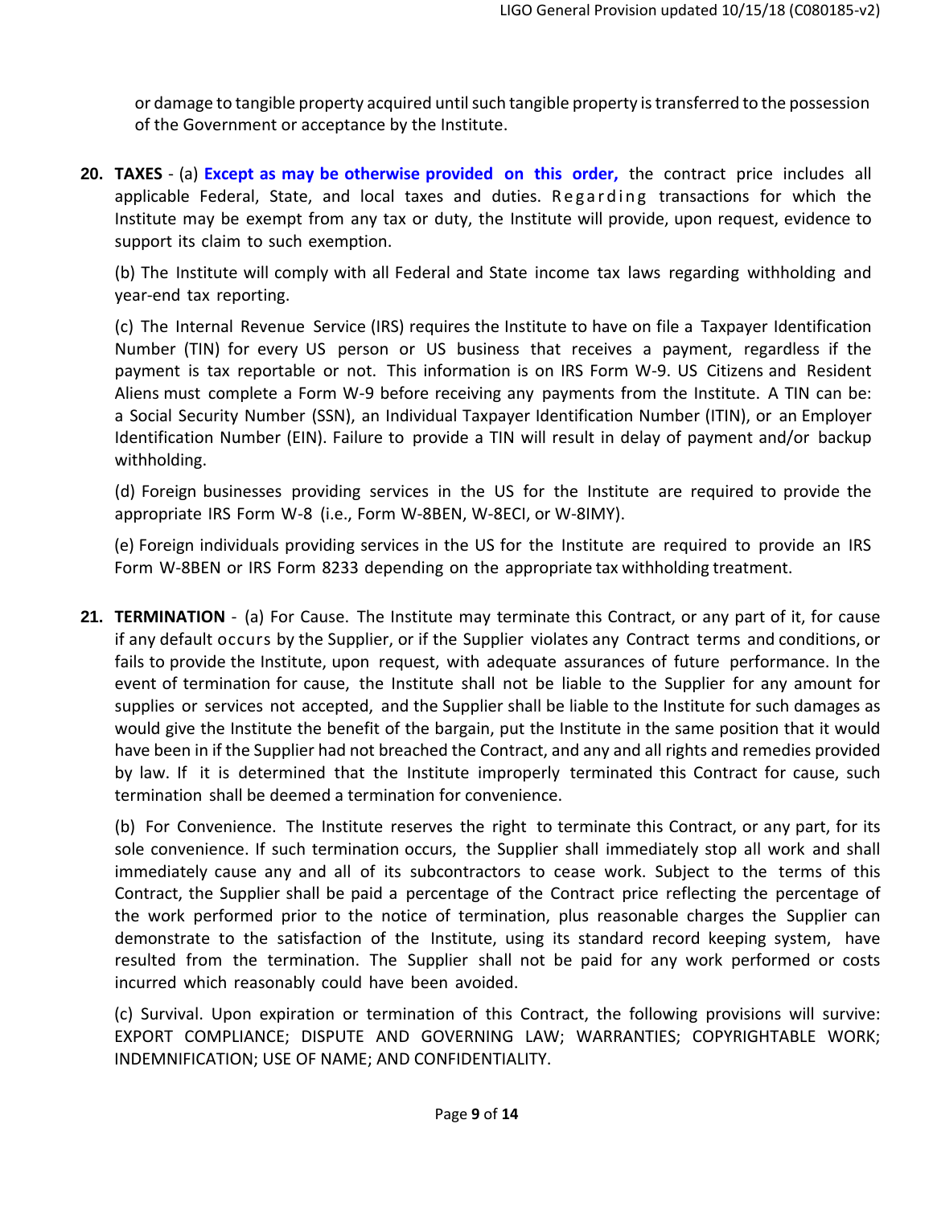or damage to tangible property acquired until such tangible property is transferred to the possession of the Government or acceptance by the Institute.

**20. TAXES** - (a) **Except as may be otherwise provided on this order,** the contract price includes all applicable Federal, State, and local taxes and duties. Regarding transactions for which the Institute may be exempt from any tax or duty, the Institute will provide, upon request, evidence to support its claim to such exemption.

(b) The Institute will comply with all Federal and State income tax laws regarding withholding and year-end tax reporting.

(c) The Internal Revenue Service (IRS) requires the Institute to have on file a Taxpayer Identification Number (TIN) for every US person or US business that receives a payment, regardless if the payment is tax reportable or not. This information is on IRS Form W-9. US Citizens and Resident Aliens must complete a Form W-9 before receiving any payments from the Institute. A TIN can be: a Social Security Number (SSN), an Individual Taxpayer Identification Number (ITIN), or an Employer Identification Number (EIN). Failure to provide a TIN will result in delay of payment and/or backup withholding.

(d) Foreign businesses providing services in the US for the Institute are required to provide the appropriate IRS Form W-8 (i.e., Form W-8BEN, W-8ECI, or W-8IMY).

(e) Foreign individuals providing services in the US for the Institute are required to provide an IRS Form W-8BEN or IRS Form 8233 depending on the appropriate tax withholding treatment.

**21. TERMINATION** - (a) For Cause. The Institute may terminate this Contract, or any part of it, for cause if any default occurs by the Supplier, or if the Supplier violates any Contract terms and conditions, or fails to provide the Institute, upon request, with adequate assurances of future performance. In the event of termination for cause, the Institute shall not be liable to the Supplier for any amount for supplies or services not accepted, and the Supplier shall be liable to the Institute for such damages as would give the Institute the benefit of the bargain, put the Institute in the same position that it would have been in if the Supplier had not breached the Contract, and any and all rights and remedies provided by law. If it is determined that the Institute improperly terminated this Contract for cause, such termination shall be deemed a termination for convenience.

(b) For Convenience. The Institute reserves the right to terminate this Contract, or any part, for its sole convenience. If such termination occurs, the Supplier shall immediately stop all work and shall immediately cause any and all of its subcontractors to cease work. Subject to the terms of this Contract, the Supplier shall be paid a percentage of the Contract price reflecting the percentage of the work performed prior to the notice of termination, plus reasonable charges the Supplier can demonstrate to the satisfaction of the Institute, using its standard record keeping system, have resulted from the termination. The Supplier shall not be paid for any work performed or costs incurred which reasonably could have been avoided.

(c) Survival. Upon expiration or termination of this Contract, the following provisions will survive: EXPORT COMPLIANCE; DISPUTE AND GOVERNING LAW; WARRANTIES; COPYRIGHTABLE WORK; INDEMNIFICATION; USE OF NAME; AND CONFIDENTIALITY.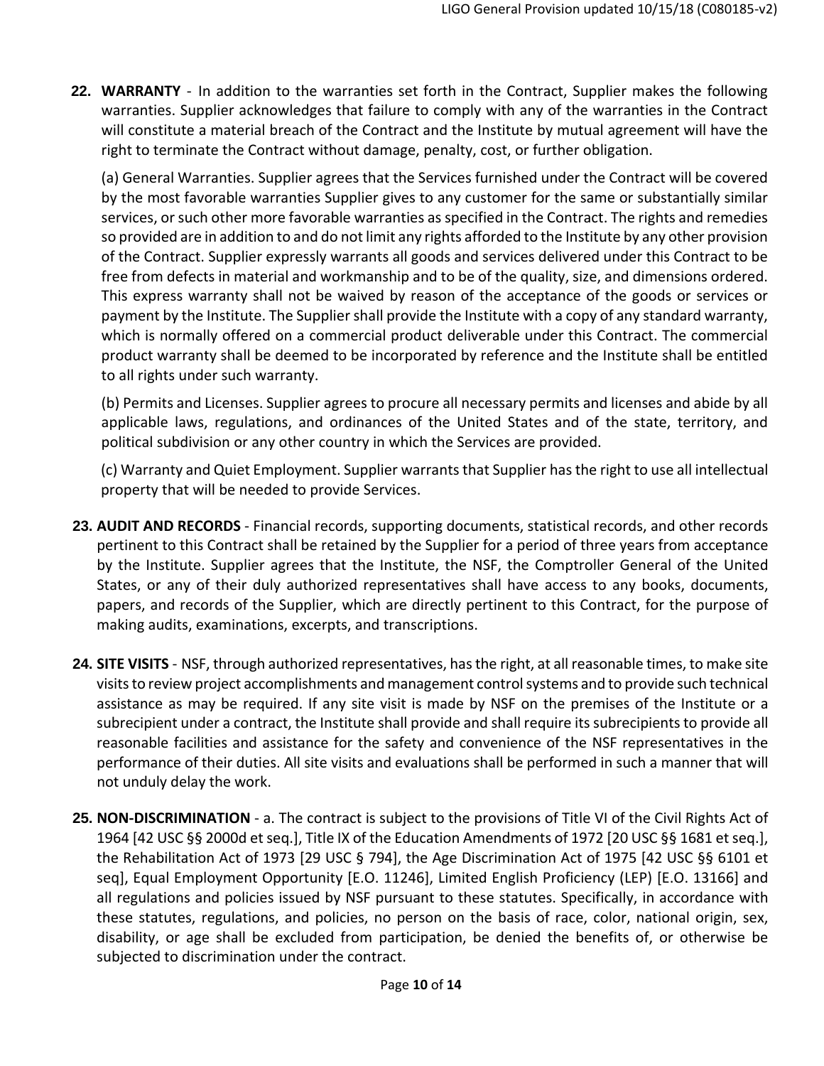**22. WARRANTY** - In addition to the warranties set forth in the Contract, Supplier makes the following warranties. Supplier acknowledges that failure to comply with any of the warranties in the Contract will constitute a material breach of the Contract and the Institute by mutual agreement will have the right to terminate the Contract without damage, penalty, cost, or further obligation.

(a) General Warranties. Supplier agrees that the Services furnished under the Contract will be covered by the most favorable warranties Supplier gives to any customer for the same or substantially similar services, or such other more favorable warranties as specified in the Contract. The rights and remedies so provided are in addition to and do not limit any rights afforded to the Institute by any other provision of the Contract. Supplier expressly warrants all goods and services delivered under this Contract to be free from defects in material and workmanship and to be of the quality, size, and dimensions ordered. This express warranty shall not be waived by reason of the acceptance of the goods or services or payment by the Institute. The Supplier shall provide the Institute with a copy of any standard warranty, which is normally offered on a commercial product deliverable under this Contract. The commercial product warranty shall be deemed to be incorporated by reference and the Institute shall be entitled to all rights under such warranty.

(b) Permits and Licenses. Supplier agrees to procure all necessary permits and licenses and abide by all applicable laws, regulations, and ordinances of the United States and of the state, territory, and political subdivision or any other country in which the Services are provided.

(c) Warranty and Quiet Employment. Supplier warrants that Supplier has the right to use all intellectual property that will be needed to provide Services.

**23. AUDIT AND RECORDS** - Financial records, supporting documents, statistical records, and other records pertinent to this Contract shall be retained by the Supplier for a period of three years from acceptance by the Institute. Supplier agrees that the Institute, the NSF, the Comptroller General of the United States, or any of their duly authorized representatives shall have access to any books, documents, papers, and records of the Supplier, which are directly pertinent to this Contract, for the purpose of making audits, examinations, excerpts, and transcriptions.

**24. SITE VISITS** - NSF, through authorized representatives, has the right, at all reasonable times, to make site visits to review project accomplishments and management control systems and to provide such technical assistance as may be required. If any site visit is made by NSF on the premises of the Institute or a subrecipient under a contract, the Institute shall provide and shall require its subrecipients to provide all reasonable facilities and assistance for the safety and convenience of the NSF representatives in the performance of their duties. All site visits and evaluations shall be performed in such a manner that will not unduly delay the work.

**25. NON-DISCRIMINATION** - a. The contract is subject to the provisions of Title VI of the Civil Rights Act of 1964 [42 USC §§ 2000d et seq.], Title IX of the Education Amendments of 1972 [20 USC §§ 1681 et seq.], the Rehabilitation Act of 1973 [29 USC § 794], the Age Discrimination Act of 1975 [42 USC §§ 6101 et seq], Equal Employment Opportunity [E.O. 11246], Limited English Proficiency (LEP) [E.O. 13166] and all regulations and policies issued by NSF pursuant to these statutes. Specifically, in accordance with these statutes, regulations, and policies, no person on the basis of race, color, national origin, sex, disability, or age shall be excluded from participation, be denied the benefits of, or otherwise be subjected to discrimination under the contract.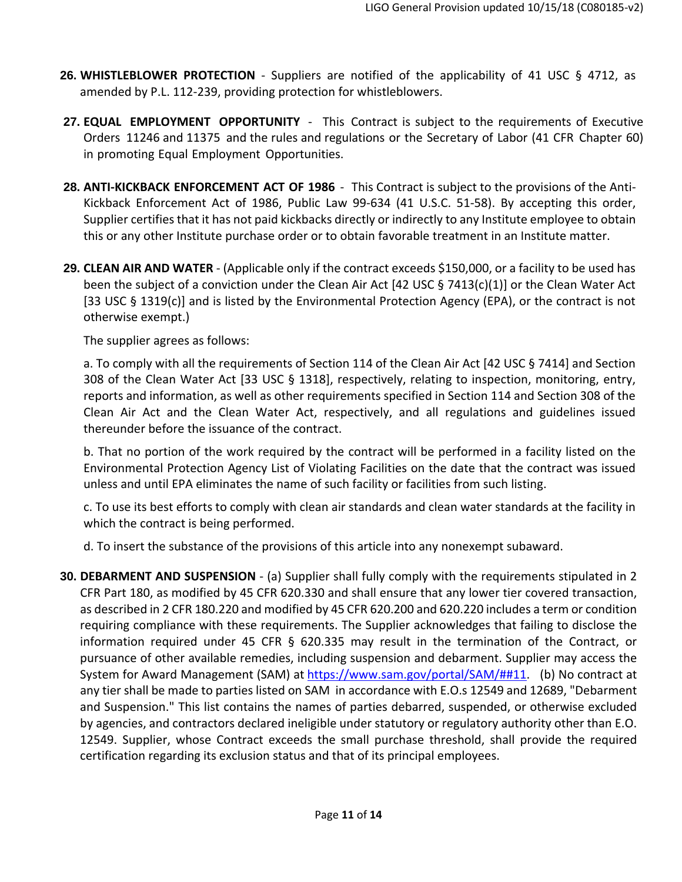**26. WHISTLEBLOWER PROTECTION** - Suppliers are notified of the applicability of 41 USC § 4712, as amended by P.L. 112-239, providing protection for whistleblowers.

**27. EQUAL EMPLOYMENT OPPORTUNITY** - This Contract is subject to the requirements of Executive Orders 11246 and 11375 and the rules and regulations or the Secretary of Labor (41 CFR Chapter 60) in promoting Equal Employment Opportunities.

**28. ANTI-KICKBACK ENFORCEMENT ACT OF 1986** - This Contract is subject to the provisions of the Anti-Kickback Enforcement Act of 1986, Public Law 99-634 (41 U.S.C. 51-58). By accepting this order, Supplier certifies that it has not paid kickbacks directly or indirectly to any Institute employee to obtain this or any other Institute purchase order or to obtain favorable treatment in an Institute matter.

**29. CLEAN AIR AND WATER** - (Applicable only if the contract exceeds $150,000, or a facility to be used has been the subject of a conviction under the Clean Air Act [42 USC § 7413(c)(1)] or the Clean Water Act [33 USC § 1319(c)] and is listed by the Environmental Protection Agency (EPA), or the contract is not otherwise exempt.)

The supplier agrees as follows:

a. To comply with all the requirements of Section 114 of the Clean Air Act [42 USC § 7414] and Section 308 of the Clean Water Act [33 USC § 1318], respectively, relating to inspection, monitoring, entry, reports and information, as well as other requirements specified in Section 114 and Section 308 of the Clean Air Act and the Clean Water Act, respectively, and all regulations and guidelines issued thereunder before the issuance of the contract.

b. That no portion of the work required by the contract will be performed in a facility listed on the Environmental Protection Agency List of Violating Facilities on the date that the contract was issued unless and until EPA eliminates the name of such facility or facilities from such listing.

c. To use its best efforts to comply with clean air standards and clean water standards at the facility in which the contract is being performed.

d. To insert the substance of the provisions of this article into any nonexempt subaward.

**30. DEBARMENT AND SUSPENSION** - (a) Supplier shall fully comply with the requirements stipulated in 2 CFR Part 180, as modified by 45 CFR 620.330 and shall ensure that any lower tier covered transaction, as described in 2 CFR 180.220 and modified by 45 CFR 620.200 and 620.220 includes a term or condition requiring compliance with these requirements. The Supplier acknowledges that failing to disclose the information required under 45 CFR § 620.335 may result in the termination of the Contract, or pursuance of other available remedies, including suspension and debarment. Supplier may access the System for Award Management (SAM) at https://www.sam.gov/portal/SAM/##11. (b) No contract at any tier shall be made to parties listed on SAM in accordance with E.O.s 12549 and 12689, "Debarment and Suspension." This list contains the names of parties debarred, suspended, or otherwise excluded by agencies, and contractors declared ineligible under statutory or regulatory authority other than E.O. 12549. Supplier, whose Contract exceeds the small purchase threshold, shall provide the required certification regarding its exclusion status and that of its principal employees.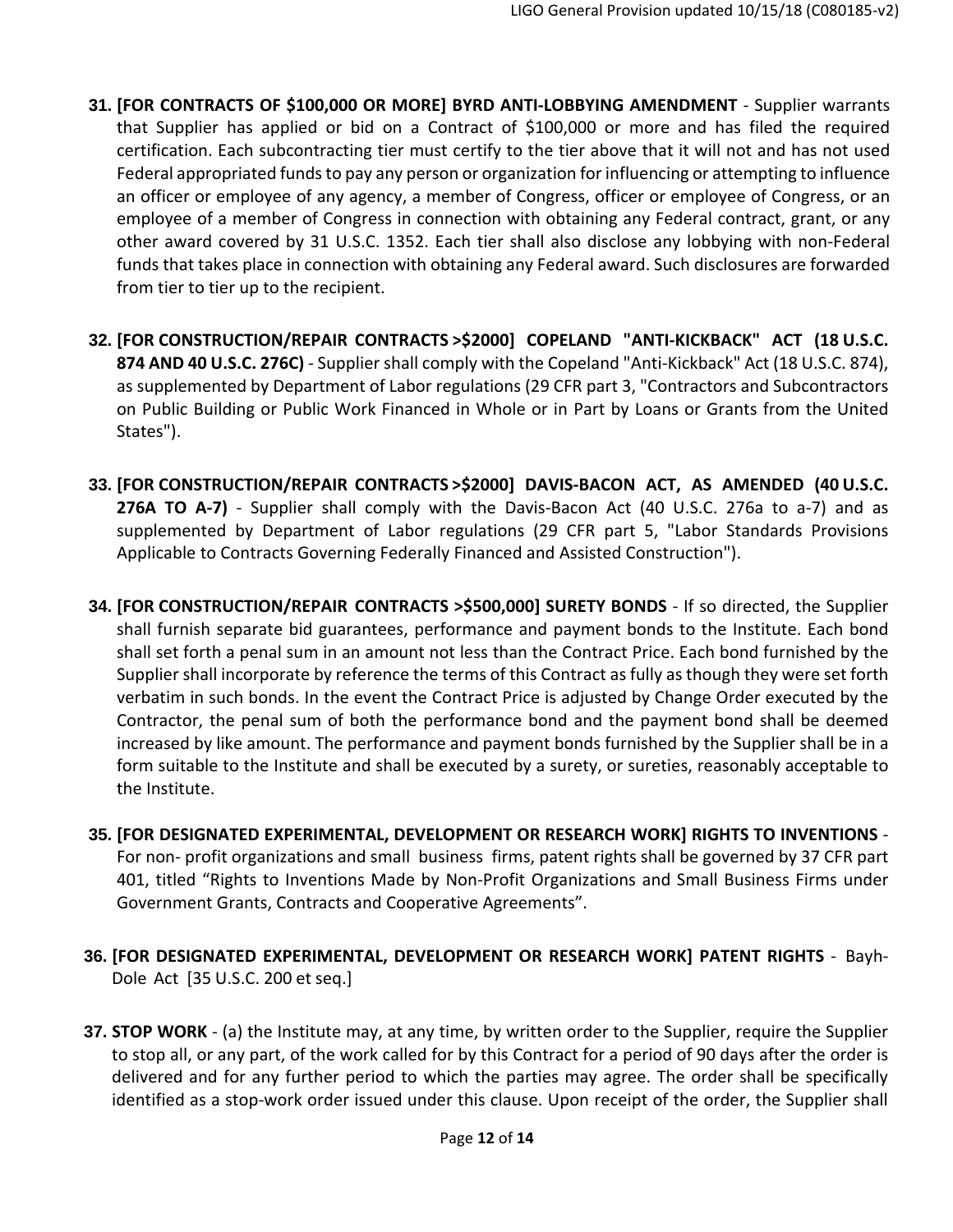31. **[FOR CONTRACTS OF $100,000 OR MORE] BYRD ANTI-LOBBYING AMENDMENT** - Supplier warrants that Supplier has applied or bid on a Contract of $100,000 or more and has filed the required certification. Each subcontracting tier must certify to the tier above that it will not and has not used Federal appropriated funds to pay any person or organization for influencing or attempting to influence an officer or employee of any agency, a member of Congress, officer or employee of Congress, or an employee of a member of Congress in connection with obtaining any Federal contract, grant, or any other award covered by 31 U.S.C. 1352. Each tier shall also disclose any lobbying with non-Federal funds that takes place in connection with obtaining any Federal award. Such disclosures are forwarded from tier to tier up to the recipient.

32. **[FOR CONSTRUCTION/REPAIR CONTRACTS >$2000] COPELAND "ANTI-KICKBACK" ACT (18 U.S.C. 874 AND 40 U.S.C. 276C)** - Supplier shall comply with the Copeland "Anti-Kickback" Act (18 U.S.C. 874), as supplemented by Department of Labor regulations (29 CFR part 3, "Contractors and Subcontractors on Public Building or Public Work Financed in Whole or in Part by Loans or Grants from the United States").

33. **[FOR CONSTRUCTION/REPAIR CONTRACTS >$2000] DAVIS-BACON ACT, AS AMENDED (40 U.S.C. 276A TO A-7)** - Supplier shall comply with the Davis-Bacon Act (40 U.S.C. 276a to a-7) and as supplemented by Department of Labor regulations (29 CFR part 5, "Labor Standards Provisions Applicable to Contracts Governing Federally Financed and Assisted Construction").

34. **[FOR CONSTRUCTION/REPAIR CONTRACTS >$500,000] SURETY BONDS** - If so directed, the Supplier shall furnish separate bid guarantees, performance and payment bonds to the Institute. Each bond shall set forth a penal sum in an amount not less than the Contract Price. Each bond furnished by the Supplier shall incorporate by reference the terms of this Contract as fully as though they were set forth verbatim in such bonds. In the event the Contract Price is adjusted by Change Order executed by the Contractor, the penal sum of both the performance bond and the payment bond shall be deemed increased by like amount. The performance and payment bonds furnished by the Supplier shall be in a form suitable to the Institute and shall be executed by a surety, or sureties, reasonably acceptable to the Institute.

35. **[FOR DESIGNATED EXPERIMENTAL, DEVELOPMENT OR RESEARCH WORK] RIGHTS TO INVENTIONS** - For non- profit organizations and small business firms, patent rights shall be governed by 37 CFR part 401, titled "Rights to Inventions Made by Non-Profit Organizations and Small Business Firms under Government Grants, Contracts and Cooperative Agreements".

36. **[FOR DESIGNATED EXPERIMENTAL, DEVELOPMENT OR RESEARCH WORK] PATENT RIGHTS** - Bayh-Dole Act [35 U.S.C. 200 et seq.]

37. **STOP WORK** - (a) the Institute may, at any time, by written order to the Supplier, require the Supplier to stop all, or any part, of the work called for by this Contract for a period of 90 days after the order is delivered and for any further period to which the parties may agree. The order shall be specifically identified as a stop-work order issued under this clause. Upon receipt of the order, the Supplier shall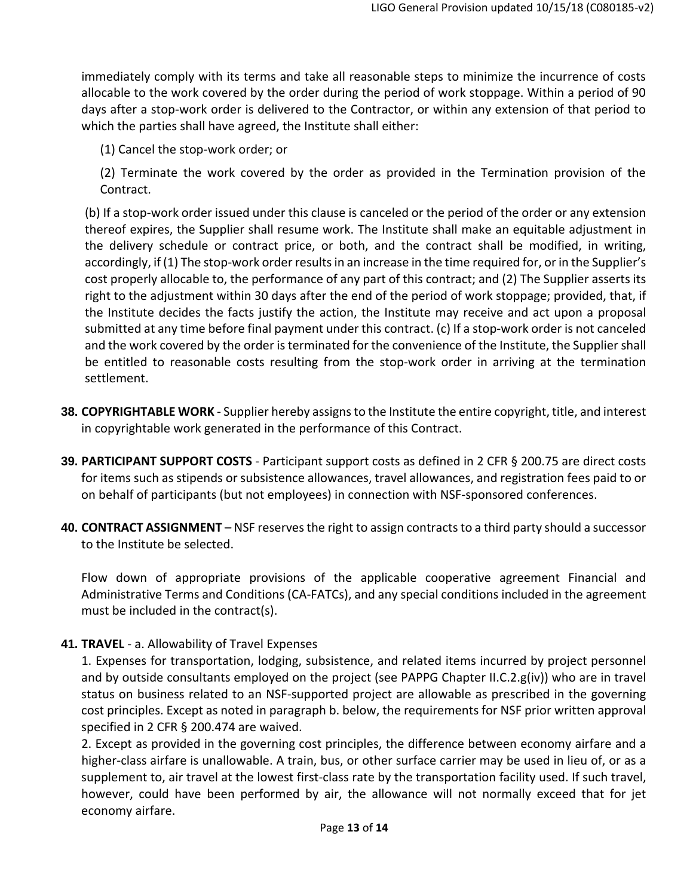immediately comply with its terms and take all reasonable steps to minimize the incurrence of costs allocable to the work covered by the order during the period of work stoppage. Within a period of 90 days after a stop-work order is delivered to the Contractor, or within any extension of that period to which the parties shall have agreed, the Institute shall either:

(1) Cancel the stop-work order; or

(2) Terminate the work covered by the order as provided in the Termination provision of the Contract.

(b) If a stop-work order issued under this clause is canceled or the period of the order or any extension thereof expires, the Supplier shall resume work. The Institute shall make an equitable adjustment in the delivery schedule or contract price, or both, and the contract shall be modified, in writing, accordingly, if (1) The stop-work order results in an increase in the time required for, or in the Supplier's cost properly allocable to, the performance of any part of this contract; and (2) The Supplier asserts its right to the adjustment within 30 days after the end of the period of work stoppage; provided, that, if the Institute decides the facts justify the action, the Institute may receive and act upon a proposal submitted at any time before final payment under this contract. (c) If a stop-work order is not canceled and the work covered by the order is terminated for the convenience of the Institute, the Supplier shall be entitled to reasonable costs resulting from the stop-work order in arriving at the termination settlement.

**38. COPYRIGHTABLE WORK** - Supplier hereby assigns to the Institute the entire copyright, title, and interest in copyrightable work generated in the performance of this Contract.

**39. PARTICIPANT SUPPORT COSTS** - Participant support costs as defined in 2 CFR § 200.75 are direct costs for items such as stipends or subsistence allowances, travel allowances, and registration fees paid to or on behalf of participants (but not employees) in connection with NSF-sponsored conferences.

**40. CONTRACT ASSIGNMENT** – NSF reserves the right to assign contracts to a third party should a successor to the Institute be selected.

Flow down of appropriate provisions of the applicable cooperative agreement Financial and Administrative Terms and Conditions (CA-FATCs), and any special conditions included in the agreement must be included in the contract(s).

**41. TRAVEL** - a. Allowability of Travel Expenses

1. Expenses for transportation, lodging, subsistence, and related items incurred by project personnel and by outside consultants employed on the project (see PAPPG Chapter II.C.2.g(iv)) who are in travel status on business related to an NSF-supported project are allowable as prescribed in the governing cost principles. Except as noted in paragraph b. below, the requirements for NSF prior written approval specified in 2 CFR § 200.474 are waived.

2. Except as provided in the governing cost principles, the difference between economy airfare and a higher-class airfare is unallowable. A train, bus, or other surface carrier may be used in lieu of, or as a supplement to, air travel at the lowest first-class rate by the transportation facility used. If such travel, however, could have been performed by air, the allowance will not normally exceed that for jet economy airfare.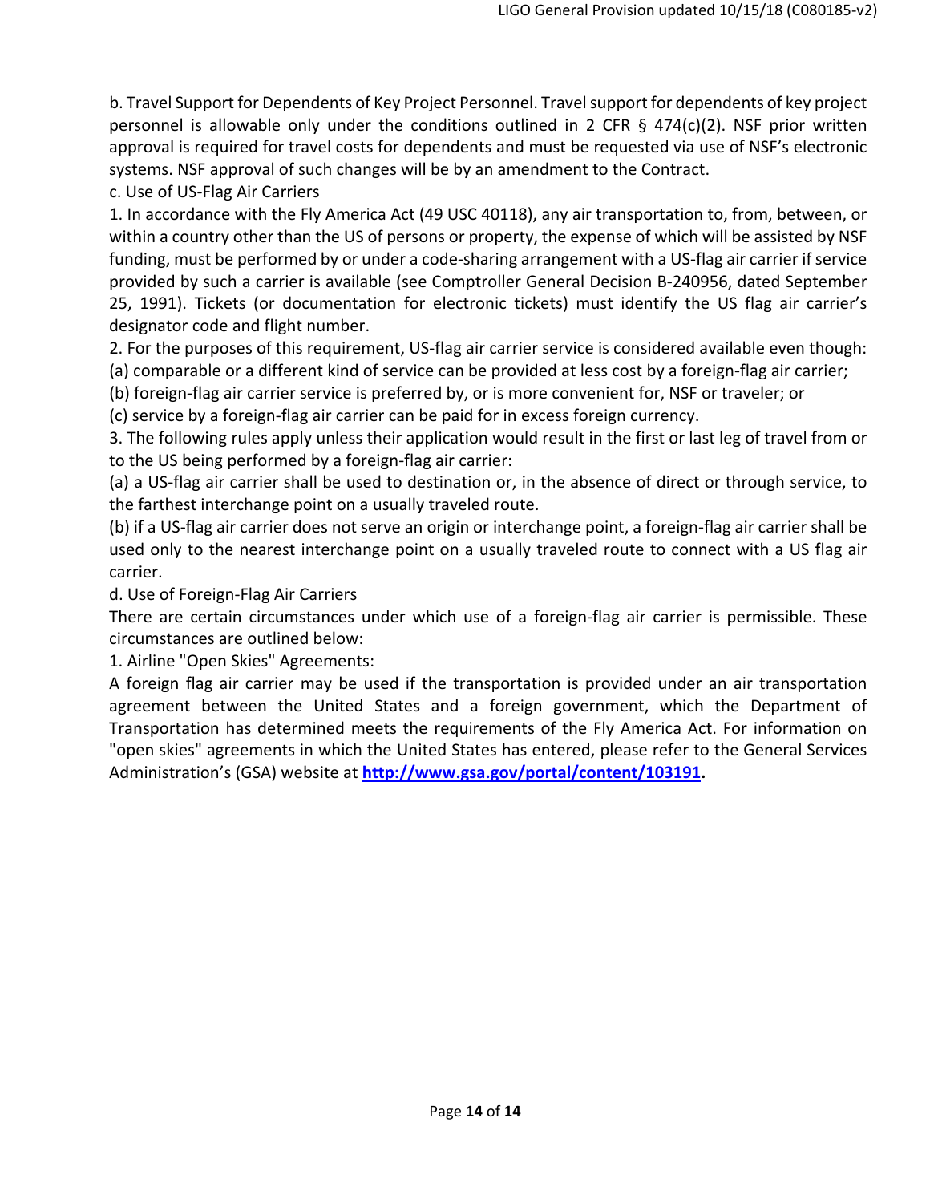b. Travel Support for Dependents of Key Project Personnel. Travel support for dependents of key project personnel is allowable only under the conditions outlined in 2 CFR § 474(c)(2). NSF prior written approval is required for travel costs for dependents and must be requested via use of NSF's electronic systems. NSF approval of such changes will be by an amendment to the Contract.

c. Use of US-Flag Air Carriers

1. In accordance with the Fly America Act (49 USC 40118), any air transportation to, from, between, or within a country other than the US of persons or property, the expense of which will be assisted by NSF funding, must be performed by or under a code-sharing arrangement with a US-flag air carrier if service provided by such a carrier is available (see Comptroller General Decision B-240956, dated September 25, 1991). Tickets (or documentation for electronic tickets) must identify the US flag air carrier's designator code and flight number.

2. For the purposes of this requirement, US-flag air carrier service is considered available even though:

(a) comparable or a different kind of service can be provided at less cost by a foreign-flag air carrier;

(b) foreign-flag air carrier service is preferred by, or is more convenient for, NSF or traveler; or

(c) service by a foreign-flag air carrier can be paid for in excess foreign currency.

3. The following rules apply unless their application would result in the first or last leg of travel from or to the US being performed by a foreign-flag air carrier:

(a) a US-flag air carrier shall be used to destination or, in the absence of direct or through service, to the farthest interchange point on a usually traveled route.

(b) if a US-flag air carrier does not serve an origin or interchange point, a foreign-flag air carrier shall be used only to the nearest interchange point on a usually traveled route to connect with a US flag air carrier.

d. Use of Foreign-Flag Air Carriers

There are certain circumstances under which use of a foreign-flag air carrier is permissible. These circumstances are outlined below:

1. Airline "Open Skies" Agreements:

A foreign flag air carrier may be used if the transportation is provided under an air transportation agreement between the United States and a foreign government, which the Department of Transportation has determined meets the requirements of the Fly America Act. For information on "open skies" agreements in which the United States has entered, please refer to the General Services Administration's (GSA) website at **http://www.gsa.gov/portal/content/103191.**